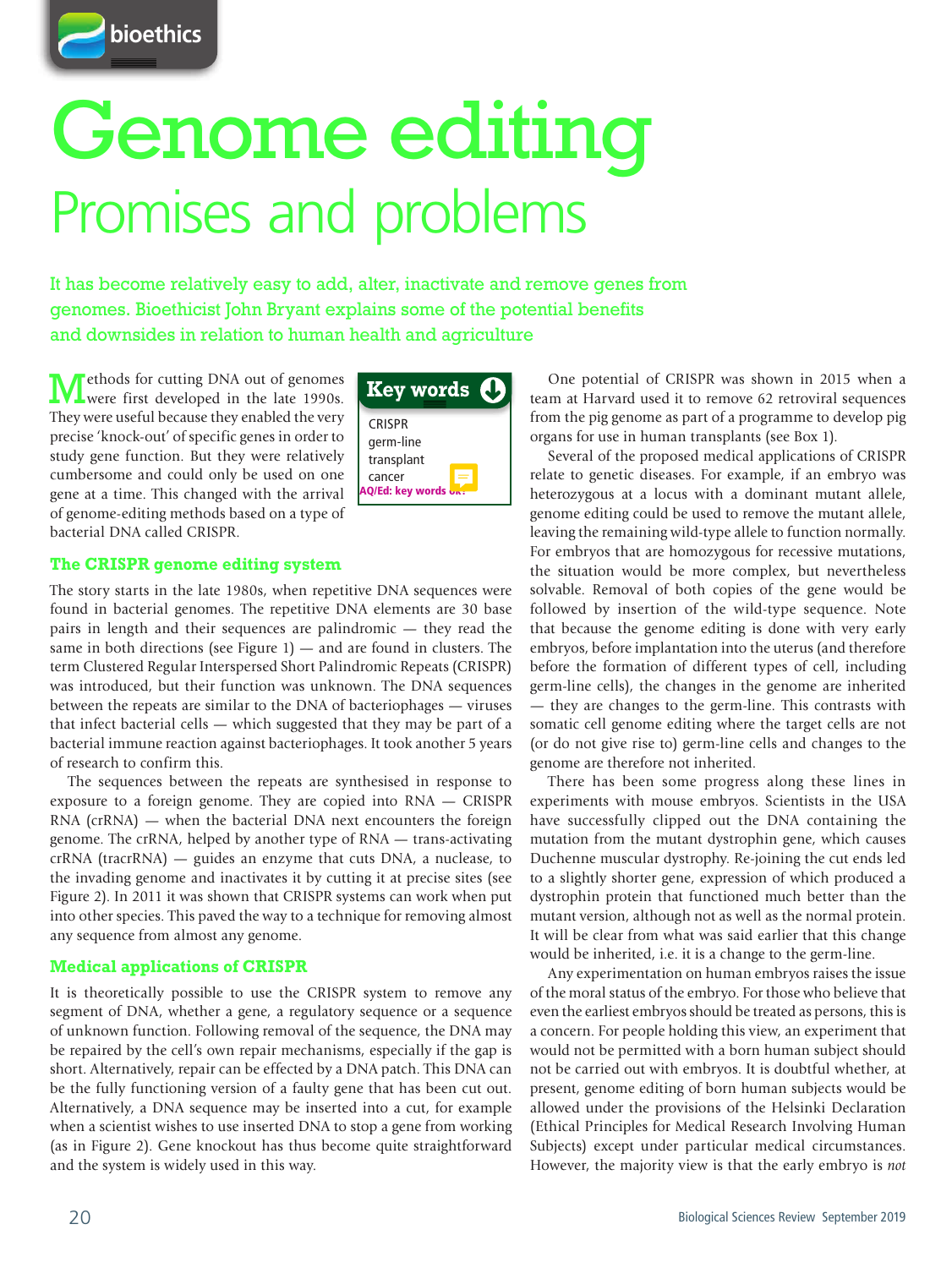# Genome editing

## Promises and problems

It has become relatively easy to add, alter, inactivate and remove genes from genomes. Bioethicist John Bryant explains some of the potential benefits and downsides in relation to human health and agriculture

**Key words**

- CRISPR
- germ-line
- transplant
- cancer

Methods for cutting DNA out of genomes were first developed in the late 1990s. They were useful because they enabled the very precise 'knock-out' of specific genes in order to study gene function. But they were relatively cumbersome and could only be used on one gene at a time. This changed with the arrival of genome-editing methods based on a type of bacterial DNA called CRISPR.

### The CRISPR genome editing system

The story starts in the late 1980s, when repetitive DNA sequences were found in bacterial genomes. The repetitive DNA elements are 30 base pairs in length and their sequences are palindromic — they read the same in both directions (see Figure 1) — and are found in clusters. The term Clustered Regular Interspersed Short Palindromic Repeats (CRISPR) was introduced, but their function was unknown. The DNA sequences between the repeats are similar to the DNA of bacteriophages — viruses that infect bacterial cells — which suggested that they may be part of a bacterial immune reaction against bacteriophages. It took another 5 years of research to confirm this.

The sequences between the repeats are synthesised in response to exposure to a foreign genome. They are copied into RNA — CRISPR RNA (crRNA) — when the bacterial DNA next encounters the foreign genome. The crRNA, helped by another type of RNA — trans-activating crRNA (tracrRNA) — guides an enzyme that cuts DNA, a nuclease, to the invading genome and inactivates it by cutting it at precise sites (see Figure 2). In 2011 it was shown that CRISPR systems can work when put into other species. This paved the way to a technique for removing almost any sequence from almost any genome.

### Medical applications of CRISPR

It is theoretically possible to use the CRISPR system to remove any segment of DNA, whether a gene, a regulatory sequence or a sequence of unknown function. Following removal of the sequence, the DNA may be repaired by the cell's own repair mechanisms, especially if the gap is short. Alternatively, repair can be effected by a DNA patch. This DNA can be the fully functioning version of a faulty gene that has been cut out. Alternatively, a DNA sequence may be inserted into a cut, for example when a scientist wishes to use inserted DNA to stop a gene from working (as in Figure 2). Gene knockout has thus become quite straightforward and the system is widely used in this way.

One potential of CRISPR was shown in 2015 when a team at Harvard used it to remove 62 retroviral sequences from the pig genome as part of a programme to develop pig organs for use in human transplants (see Box 1).

Several of the proposed medical applications of CRISPR relate to genetic diseases. For example, if an embryo was heterozygous at a locus with a dominant mutant allele, genome editing could be used to remove the mutant allele, leaving the remaining wild-type allele to function normally. For embryos that are homozygous for recessive mutations, the situation would be more complex, but nevertheless solvable. Removal of both copies of the gene would be followed by insertion of the wild-type sequence. Note that because the genome editing is done with very early embryos, before implantation into the uterus (and therefore before the formation of different types of cell, including germ-line cells), the changes in the genome are inherited — they are changes to the germ-line. This contrasts with somatic cell genome editing where the target cells are not (or do not give rise to) germ-line cells and changes to the genome are therefore not inherited.

There has been some progress along these lines in experiments with mouse embryos. Scientists in the USA have successfully clipped out the DNA containing the mutation from the mutant dystrophin gene, which causes Duchenne muscular dystrophy. Re-joining the cut ends led to a slightly shorter gene, expression of which produced a dystrophin protein that functioned much better than the mutant version, although not as well as the normal protein. It will be clear from what was said earlier that this change would be inherited, i.e. it is a change to the germ-line.

Any experimentation on human embryos raises the issue of the moral status of the embryo. For those who believe that even the earliest embryos should be treated as persons, this is a concern. For people holding this view, an experiment that would not be permitted with a born human subject should not be carried out with embryos. It is doubtful whether, at present, genome editing of born human subjects would be allowed under the provisions of the Helsinki Declaration (Ethical Principles for Medical Research Involving Human Subjects) except under particular medical circumstances. However, the majority view is that the early embryo is *not*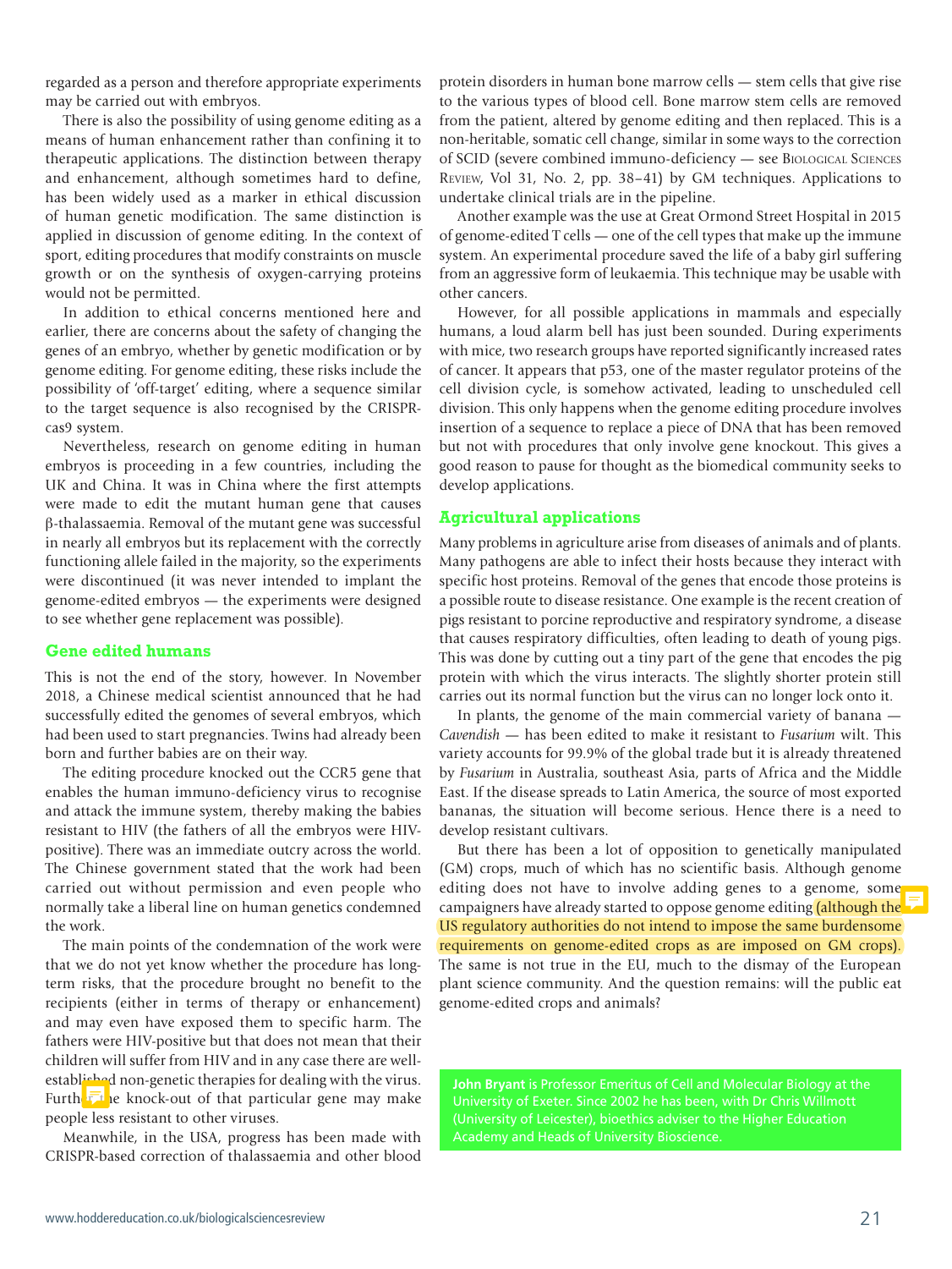regarded as a person and therefore appropriate experiments may be carried out with embryos.

There is also the possibility of using genome editing as a means of human enhancement rather than confining it to therapeutic applications. The distinction between therapy and enhancement, although sometimes hard to define, has been widely used as a marker in ethical discussion of human genetic modification. The same distinction is applied in discussion of genome editing. In the context of sport, editing procedures that modify constraints on muscle growth or on the synthesis of oxygen-carrying proteins would not be permitted.

In addition to ethical concerns mentioned here and earlier, there are concerns about the safety of changing the genes of an embryo, whether by genetic modification or by genome editing. For genome editing, these risks include the possibility of 'off-target' editing, where a sequence similar to the target sequence is also recognised by the CRISPR-cas9 system.

Nevertheless, research on genome editing in human embryos is proceeding in a few countries, including the UK and China. It was in China where the first attempts were made to edit the mutant human gene that causes β-thalassaemia. Removal of the mutant gene was successful in nearly all embryos but its replacement with the correctly functioning allele failed in the majority, so the experiments were discontinued (it was never intended to implant the genome-edited embryos — the experiments were designed to see whether gene replacement was possible).

## Gene edited humans

This is not the end of the story, however. In November 2018, a Chinese medical scientist announced that he had successfully edited the genomes of several embryos, which had been used to start pregnancies. Twins had already been born and further babies are on their way.

The editing procedure knocked out the CCR5 gene that enables the human immuno-deficiency virus to recognise and attack the immune system, thereby making the babies resistant to HIV (the fathers of all the embryos were HIV-positive). There was an immediate outcry across the world. The Chinese government stated that the work had been carried out without permission and even people who normally take a liberal line on human genetics condemned the work.

The main points of the condemnation of the work were that we do not yet know whether the procedure has long-term risks, that the procedure brought no benefit to the recipients (either in terms of therapy or enhancement) and may even have exposed them to specific harm. The fathers were HIV-positive but that does not mean that their children will suffer from HIV and in any case there are well-established non-genetic therapies for dealing with the virus. Further, the knock-out of that particular gene may make people less resistant to other viruses.

Meanwhile, in the USA, progress has been made with CRISPR-based correction of thalassaemia and other blood protein disorders in human bone marrow cells — stem cells that give rise to the various types of blood cell. Bone marrow stem cells are removed from the patient, altered by genome editing and then replaced. This is a non-heritable, somatic cell change, similar in some ways to the correction of SCID (severe combined immuno-deficiency — see Biological Sciences Review, Vol 31, No. 2, pp. 38–41) by GM techniques. Applications to undertake clinical trials are in the pipeline.

Another example was the use at Great Ormond Street Hospital in 2015 of genome-edited T cells — one of the cell types that make up the immune system. An experimental procedure saved the life of a baby girl suffering from an aggressive form of leukaemia. This technique may be usable with other cancers.

However, for all possible applications in mammals and especially humans, a loud alarm bell has just been sounded. During experiments with mice, two research groups have reported significantly increased rates of cancer. It appears that p53, one of the master regulator proteins of the cell division cycle, is somehow activated, leading to unscheduled cell division. This only happens when the genome editing procedure involves insertion of a sequence to replace a piece of DNA that has been removed but not with procedures that only involve gene knockout. This gives a good reason to pause for thought as the biomedical community seeks to develop applications.

## Agricultural applications

Many problems in agriculture arise from diseases of animals and of plants. Many pathogens are able to infect their hosts because they interact with specific host proteins. Removal of the genes that encode those proteins is a possible route to disease resistance. One example is the recent creation of pigs resistant to porcine reproductive and respiratory syndrome, a disease that causes respiratory difficulties, often leading to death of young pigs. This was done by cutting out a tiny part of the gene that encodes the pig protein with which the virus interacts. The slightly shorter protein still carries out its normal function but the virus can no longer lock onto it.

In plants, the genome of the main commercial variety of banana — *Cavendish* — has been edited to make it resistant to *Fusarium* wilt. This variety accounts for 99.9% of the global trade but it is already threatened by *Fusarium* in Australia, southeast Asia, parts of Africa and the Middle East. If the disease spreads to Latin America, the source of most exported bananas, the situation will become serious. Hence there is a need to develop resistant cultivars.

But there has been a lot of opposition to genetically manipulated (GM) crops, much of which has no scientific basis. Although genome editing does not have to involve adding genes to a genome, some campaigners have already started to oppose genome editing (although the US regulatory authorities do not intend to impose the same burdensome requirements on genome-edited crops as are imposed on GM crops). The same is not true in the EU, much to the dismay of the European plant science community. And the question remains: will the public eat genome-edited crops and animals?

**John Bryant** is Professor Emeritus of Cell and Molecular Biology at the University of Exeter. Since 2002 he has been, with Dr Chris Willmott (University of Leicester), bioethics adviser to the Higher Education Academy and Heads of University Bioscience.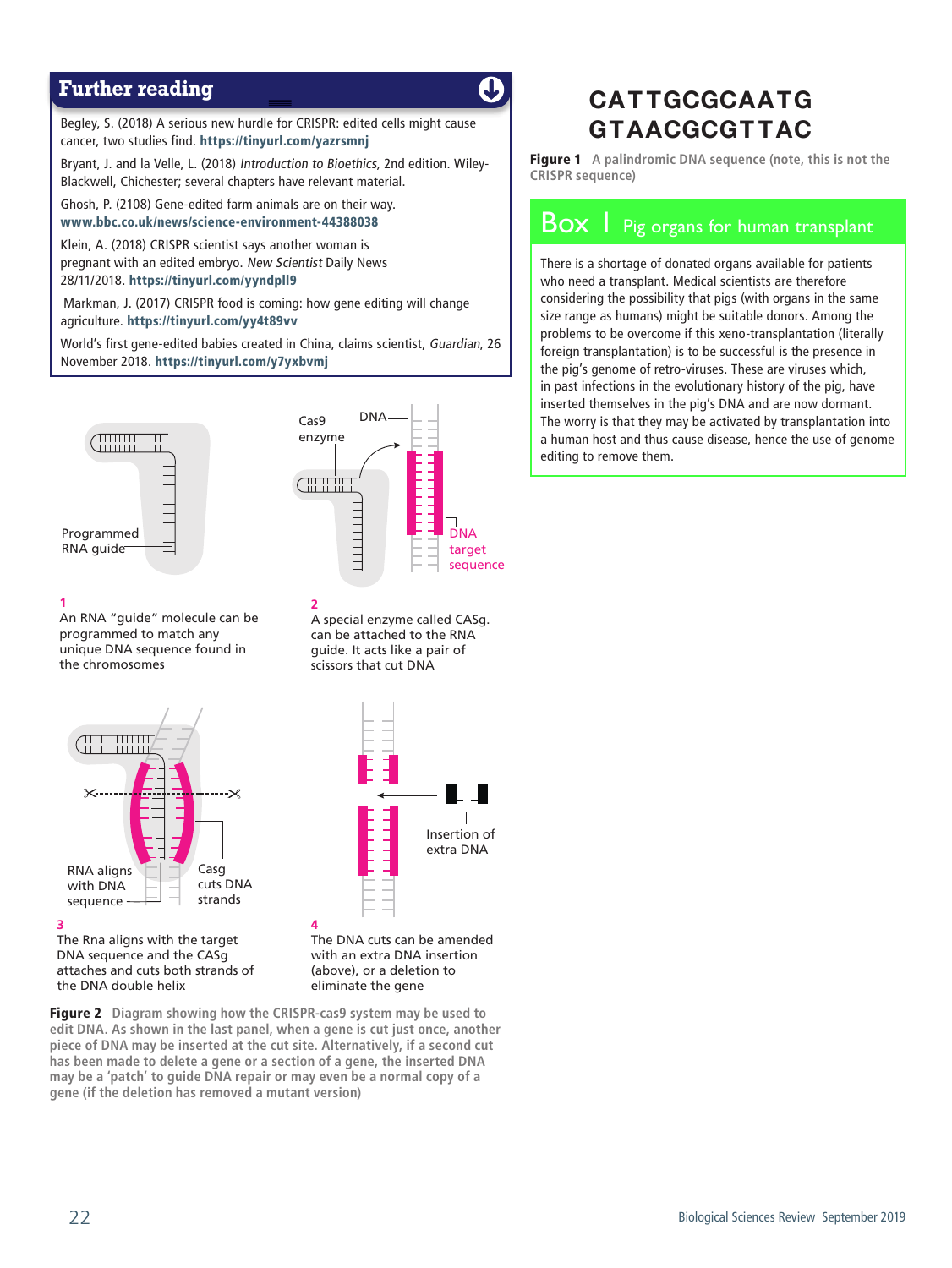## Further reading

Begley, S. (2018) A serious new hurdle for CRISPR: edited cells might cause cancer, two studies find. **https://tinyurl.com/yazrsmnj**

Bryant, J. and la Velle, L. (2018) *Introduction to Bioethics*, 2nd edition. Wiley-Blackwell, Chichester; several chapters have relevant material.

Ghosh, P. (2108) Gene-edited farm animals are on their way. **www.bbc.co.uk/news/science-environment-44388038**

Klein, A. (2018) CRISPR scientist says another woman is pregnant with an edited embryo. *New Scientist* Daily News 28/11/2018. **https://tinyurl.com/yyndpll9**

Markman, J. (2017) CRISPR food is coming: how gene editing will change agriculture. **https://tinyurl.com/yy4t89vv**

World's first gene-edited babies created in China, claims scientist, *Guardian*, 26 November 2018. **https://tinyurl.com/y7yxbvmj**

Programmed RNA guide

1
An RNA "guide" molecule can be programmed to match any unique DNA sequence found in the chromosomes

Cas9 enzyme

DNA

DNA target sequence

2
A special enzyme called CASg. can be attached to the RNA guide. It acts like a pair of scissors that cut DNA

RNA aligns with DNA sequence

Casg cuts DNA strands

3
The Rna aligns with the target DNA sequence and the CASg attaches and cuts both strands of the DNA double helix

Insertion of extra DNA

4
The DNA cuts can be amended with an extra DNA insertion (above), or a deletion to eliminate the gene

**Figure 2** Diagram showing how the CRISPR-cas9 system may be used to edit DNA. As shown in the last panel, when a gene is cut just once, another piece of DNA may be inserted at the cut site. Alternatively, if a second cut has been made to delete a gene or a section of a gene, the inserted DNA may be a 'patch' to guide DNA repair or may even be a normal copy of a gene (if the deletion has removed a mutant version)

CATTGCGCAATG
GTAACGCGTTAC

**Figure 1** A palindromic DNA sequence (note, this is not the CRISPR sequence)

## Box 1 Pig organs for human transplant

There is a shortage of donated organs available for patients who need a transplant. Medical scientists are therefore considering the possibility that pigs (with organs in the same size range as humans) might be suitable donors. Among the problems to be overcome if this xeno-transplantation (literally foreign transplantation) is to be successful is the presence in the pig's genome of retro-viruses. These are viruses which, in past infections in the evolutionary history of the pig, have inserted themselves in the pig's DNA and are now dormant. The worry is that they may be activated by transplantation into a human host and thus cause disease, hence the use of genome editing to remove them.